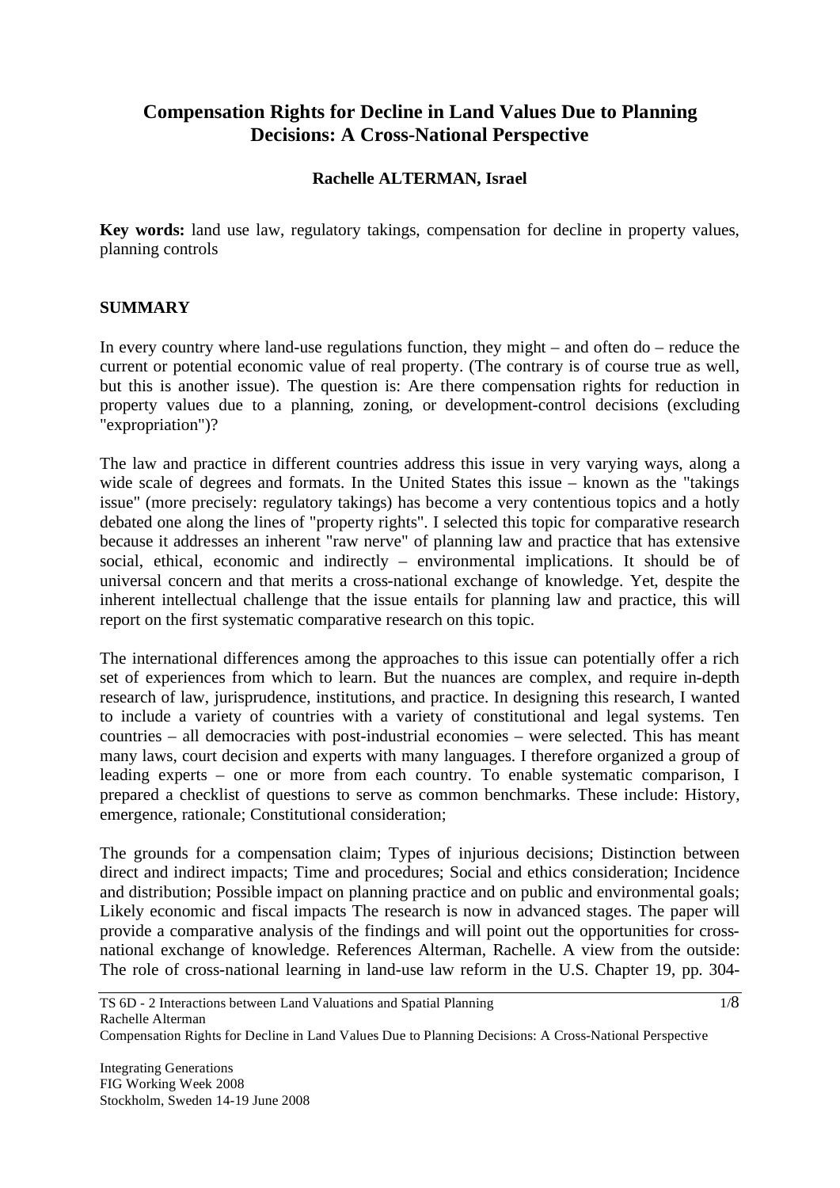# Compensation Rights for Decline in Land Values Due to Planning Decisions: A Cross-National Perspective

**Rachelle ALTERMAN, Israel**

**Key words:** land use law, regulatory takings, compensation for decline in property values, planning controls

## SUMMARY

In every country where land-use regulations function, they might – and often do – reduce the current or potential economic value of real property. (The contrary is of course true as well, but this is another issue). The question is: Are there compensation rights for reduction in property values due to a planning, zoning, or development-control decisions (excluding "expropriation")?

The law and practice in different countries address this issue in very varying ways, along a wide scale of degrees and formats. In the United States this issue – known as the "takings issue" (more precisely: regulatory takings) has become a very contentious topics and a hotly debated one along the lines of "property rights". I selected this topic for comparative research because it addresses an inherent "raw nerve" of planning law and practice that has extensive social, ethical, economic and indirectly – environmental implications. It should be of universal concern and that merits a cross-national exchange of knowledge. Yet, despite the inherent intellectual challenge that the issue entails for planning law and practice, this will report on the first systematic comparative research on this topic.

The international differences among the approaches to this issue can potentially offer a rich set of experiences from which to learn. But the nuances are complex, and require in-depth research of law, jurisprudence, institutions, and practice. In designing this research, I wanted to include a variety of countries with a variety of constitutional and legal systems. Ten countries – all democracies with post-industrial economies – were selected. This has meant many laws, court decision and experts with many languages. I therefore organized a group of leading experts – one or more from each country. To enable systematic comparison, I prepared a checklist of questions to serve as common benchmarks. These include: History, emergence, rationale; Constitutional consideration;

The grounds for a compensation claim; Types of injurious decisions; Distinction between direct and indirect impacts; Time and procedures; Social and ethics consideration; Incidence and distribution; Possible impact on planning practice and on public and environmental goals; Likely economic and fiscal impacts The research is now in advanced stages. The paper will provide a comparative analysis of the findings and will point out the opportunities for cross-national exchange of knowledge. References Alterman, Rachelle. A view from the outside: The role of cross-national learning in land-use law reform in the U.S. Chapter 19, pp. 304-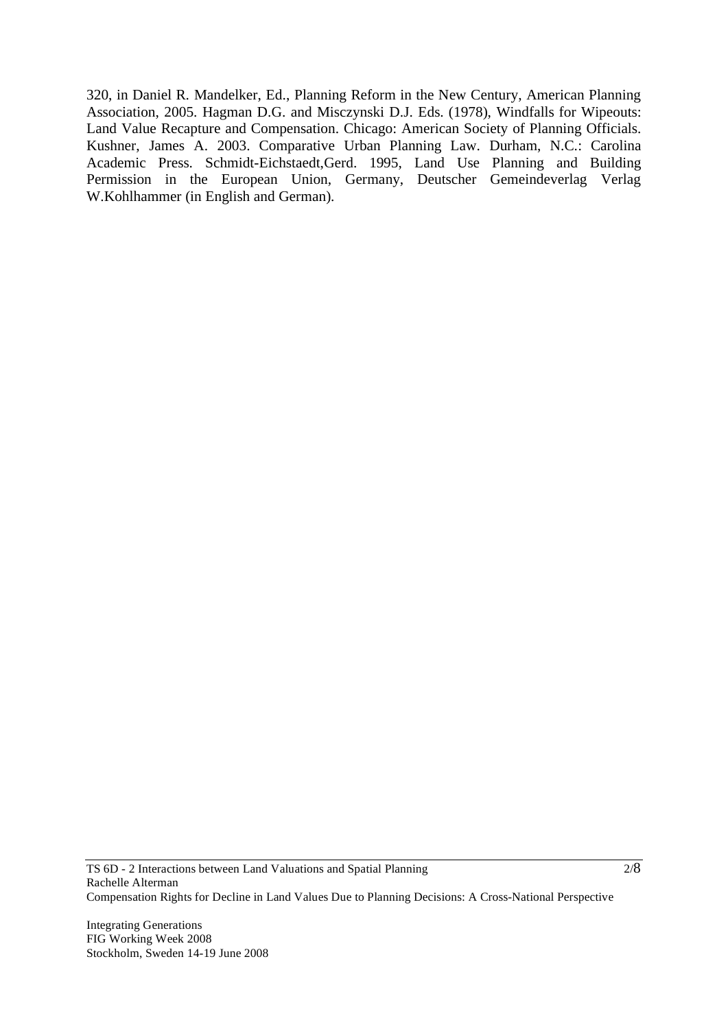320, in Daniel R. Mandelker, Ed., Planning Reform in the New Century, American Planning Association, 2005. Hagman D.G. and Misczynski D.J. Eds. (1978), Windfalls for Wipeouts: Land Value Recapture and Compensation. Chicago: American Society of Planning Officials. Kushner, James A. 2003. Comparative Urban Planning Law. Durham, N.C.: Carolina Academic Press. Schmidt-Eichstaedt,Gerd. 1995, Land Use Planning and Building Permission in the European Union, Germany, Deutscher Gemeindeverlag Verlag W.Kohlhammer (in English and German).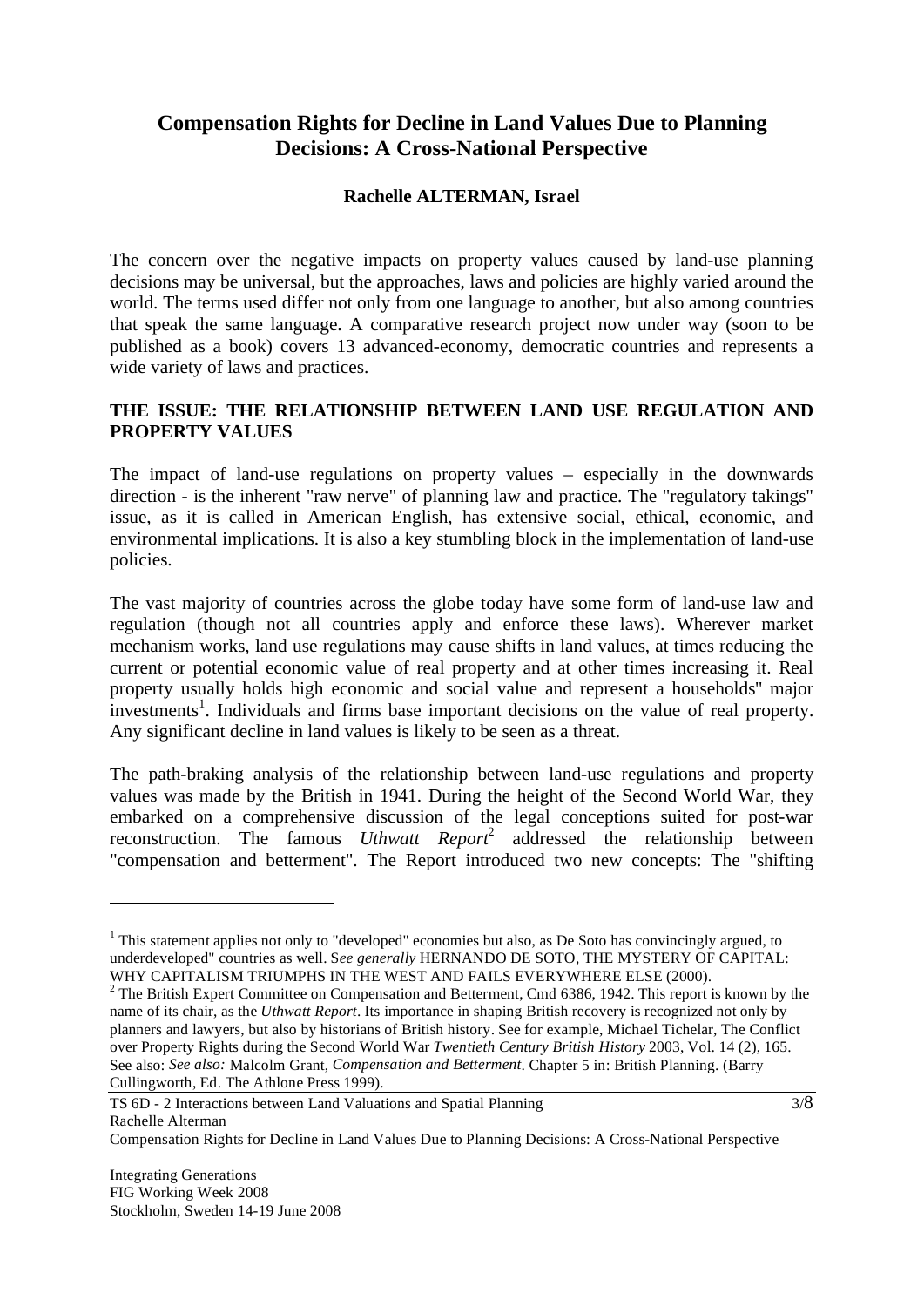## Compensation Rights for Decline in Land Values Due to Planning Decisions: A Cross-National Perspective

**Rachelle ALTERMAN, Israel**

The concern over the negative impacts on property values caused by land-use planning decisions may be universal, but the approaches, laws and policies are highly varied around the world. The terms used differ not only from one language to another, but also among countries that speak the same language. A comparative research project now under way (soon to be published as a book) covers 13 advanced-economy, democratic countries and represents a wide variety of laws and practices.

### THE ISSUE: THE RELATIONSHIP BETWEEN LAND USE REGULATION AND PROPERTY VALUES

The impact of land-use regulations on property values – especially in the downwards direction - is the inherent "raw nerve" of planning law and practice. The "regulatory takings" issue, as it is called in American English, has extensive social, ethical, economic, and environmental implications. It is also a key stumbling block in the implementation of land-use policies.

The vast majority of countries across the globe today have some form of land-use law and regulation (though not all countries apply and enforce these laws). Wherever market mechanism works, land use regulations may cause shifts in land values, at times reducing the current or potential economic value of real property and at other times increasing it. Real property usually holds high economic and social value and represent a households" major investments[1]. Individuals and firms base important decisions on the value of real property. Any significant decline in land values is likely to be seen as a threat.

The path-braking analysis of the relationship between land-use regulations and property values was made by the British in 1941. During the height of the Second World War, they embarked on a comprehensive discussion of the legal conceptions suited for post-war reconstruction. The famous *Uthwatt Report*[2] addressed the relationship between "compensation and betterment". The Report introduced two new concepts: The "shifting

---

[1] This statement applies not only to "developed" economies but also, as De Soto has convincingly argued, to underdeveloped" countries as well. S*ee generally* HERNANDO DE SOTO, THE MYSTERY OF CAPITAL: WHY CAPITALISM TRIUMPHS IN THE WEST AND FAILS EVERYWHERE ELSE (2000).

[2] The British Expert Committee on Compensation and Betterment, Cmd 6386, 1942. This report is known by the name of its chair, as the *Uthwatt Report*. Its importance in shaping British recovery is recognized not only by planners and lawyers, but also by historians of British history. See for example, Michael Tichelar, The Conflict over Property Rights during the Second World War *Twentieth Century British History* 2003, Vol. 14 (2), 165. See also: *See also:* Malcolm Grant, *Compensation and Betterment*. Chapter 5 in: British Planning. (Barry Cullingworth, Ed. The Athlone Press 1999).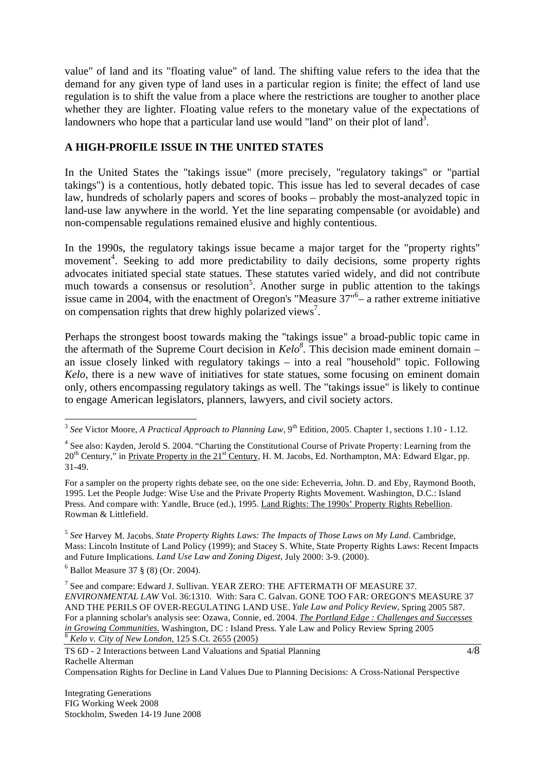value" of land and its "floating value" of land. The shifting value refers to the idea that the demand for any given type of land uses in a particular region is finite; the effect of land use regulation is to shift the value from a place where the restrictions are tougher to another place whether they are lighter. Floating value refers to the monetary value of the expectations of landowners who hope that a particular land use would "land" on their plot of land[3].

## A HIGH-PROFILE ISSUE IN THE UNITED STATES

In the United States the "takings issue" (more precisely, "regulatory takings" or "partial takings") is a contentious, hotly debated topic. This issue has led to several decades of case law, hundreds of scholarly papers and scores of books – probably the most-analyzed topic in land-use law anywhere in the world. Yet the line separating compensable (or avoidable) and non-compensable regulations remained elusive and highly contentious.

In the 1990s, the regulatory takings issue became a major target for the "property rights" movement[4]. Seeking to add more predictability to daily decisions, some property rights advocates initiated special state statues. These statutes varied widely, and did not contribute much towards a consensus or resolution[5]. Another surge in public attention to the takings issue came in 2004, with the enactment of Oregon's "Measure 37"[6]– a rather extreme initiative on compensation rights that drew highly polarized views[7].

Perhaps the strongest boost towards making the "takings issue" a broad-public topic came in the aftermath of the Supreme Court decision in *Kelo*[8]. This decision made eminent domain – an issue closely linked with regulatory takings – into a real "household" topic. Following *Kelo*, there is a new wave of initiatives for state statues, some focusing on eminent domain only, others encompassing regulatory takings as well. The "takings issue" is likely to continue to engage American legislators, planners, lawyers, and civil society actors.

---

[3] *See* Victor Moore, *A Practical Approach to Planning Law*, 9th Edition, 2005. Chapter 1, sections 1.10 - 1.12.

[4] See also: Kayden, Jerold S. 2004. "Charting the Constitutional Course of Private Property: Learning from the 20th Century," in Private Property in the 21st Century, H. M. Jacobs, Ed. Northampton, MA: Edward Elgar, pp. 31-49.

For a sampler on the property rights debate see, on the one side: Echeverria, John. D. and Eby, Raymond Booth, 1995. Let the People Judge: Wise Use and the Private Property Rights Movement. Washington, D.C.: Island Press. And compare with: Yandle, Bruce (ed.), 1995. Land Rights: The 1990s' Property Rights Rebellion. Rowman & Littlefield.

[5] *See* Harvey M. Jacobs. *State Property Rights Laws: The Impacts of Those Laws on My Land.* Cambridge, Mass: Lincoln Institute of Land Policy (1999); and Stacey S. White, State Property Rights Laws: Recent Impacts and Future Implications. *Land Use Law and Zoning Digest,* July 2000: 3-9. (2000).

[6] Ballot Measure 37 § (8) (Or. 2004).

[7] See and compare: Edward J. Sullivan. YEAR ZERO: THE AFTERMATH OF MEASURE 37. *ENVIRONMENTAL LAW* Vol. 36:1310. With: Sara C. Galvan. GONE TOO FAR: OREGON'S MEASURE 37 AND THE PERILS OF OVER-REGULATING LAND USE. *Yale Law and Policy Review,* Spring 2005 587. For a planning scholar's analysis see: Ozawa, Connie, ed. 2004. *The Portland Edge : Challenges and Successes in Growing Communities.* Washington, DC : Island Press. Yale Law and Policy Review Spring 2005

[8] *Kelo v. City of New London*, 125 S.Ct. 2655 (2005)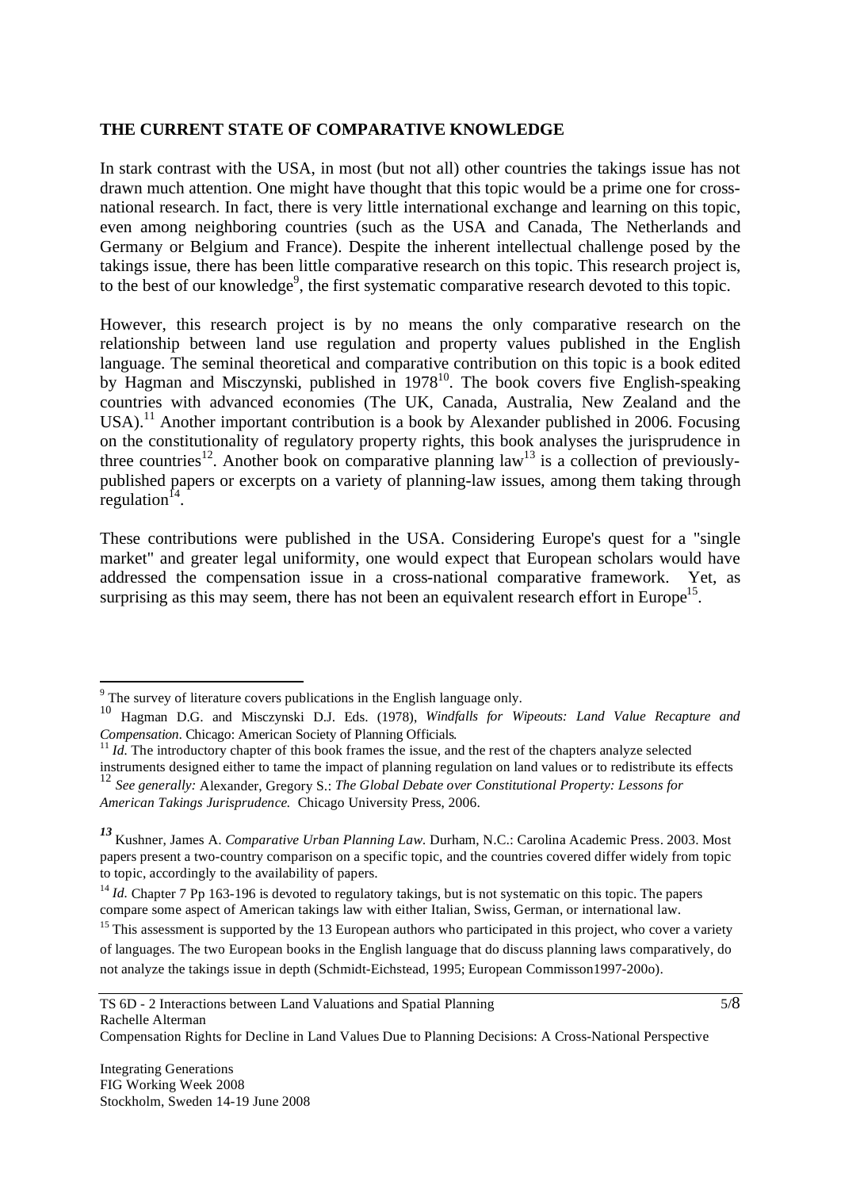## THE CURRENT STATE OF COMPARATIVE KNOWLEDGE

In stark contrast with the USA, in most (but not all) other countries the takings issue has not drawn much attention. One might have thought that this topic would be a prime one for cross-national research. In fact, there is very little international exchange and learning on this topic, even among neighboring countries (such as the USA and Canada, The Netherlands and Germany or Belgium and France). Despite the inherent intellectual challenge posed by the takings issue, there has been little comparative research on this topic. This research project is, to the best of our knowledge[9], the first systematic comparative research devoted to this topic.

However, this research project is by no means the only comparative research on the relationship between land use regulation and property values published in the English language. The seminal theoretical and comparative contribution on this topic is a book edited by Hagman and Misczynski, published in 1978[10]. The book covers five English-speaking countries with advanced economies (The UK, Canada, Australia, New Zealand and the USA).[11] Another important contribution is a book by Alexander published in 2006. Focusing on the constitutionality of regulatory property rights, this book analyses the jurisprudence in three countries[12]. Another book on comparative planning law[13] is a collection of previously-published papers or excerpts on a variety of planning-law issues, among them taking through regulation[14].

These contributions were published in the USA. Considering Europe's quest for a "single market" and greater legal uniformity, one would expect that European scholars would have addressed the compensation issue in a cross-national comparative framework. Yet, as surprising as this may seem, there has not been an equivalent research effort in Europe[15].

---

[9] The survey of literature covers publications in the English language only.

[10] Hagman D.G. and Misczynski D.J. Eds. (1978), *Windfalls for Wipeouts: Land Value Recapture and Compensation*. Chicago: American Society of Planning Officials.

[11] *Id.* The introductory chapter of this book frames the issue, and the rest of the chapters analyze selected instruments designed either to tame the impact of planning regulation on land values or to redistribute its effects

[12] *See generally:* Alexander, Gregory S.: *The Global Debate over Constitutional Property: Lessons for American Takings Jurisprudence.* Chicago University Press, 2006.

[13] Kushner, James A. *Comparative Urban Planning Law.* Durham, N.C.: Carolina Academic Press. 2003. Most papers present a two-country comparison on a specific topic, and the countries covered differ widely from topic to topic, accordingly to the availability of papers.

[14] *Id.* Chapter 7 Pp 163-196 is devoted to regulatory takings, but is not systematic on this topic. The papers compare some aspect of American takings law with either Italian, Swiss, German, or international law.

[15] This assessment is supported by the 13 European authors who participated in this project, who cover a variety of languages. The two European books in the English language that do discuss planning laws comparatively, do not analyze the takings issue in depth (Schmidt-Eichstead, 1995; European Commisson1997-200o).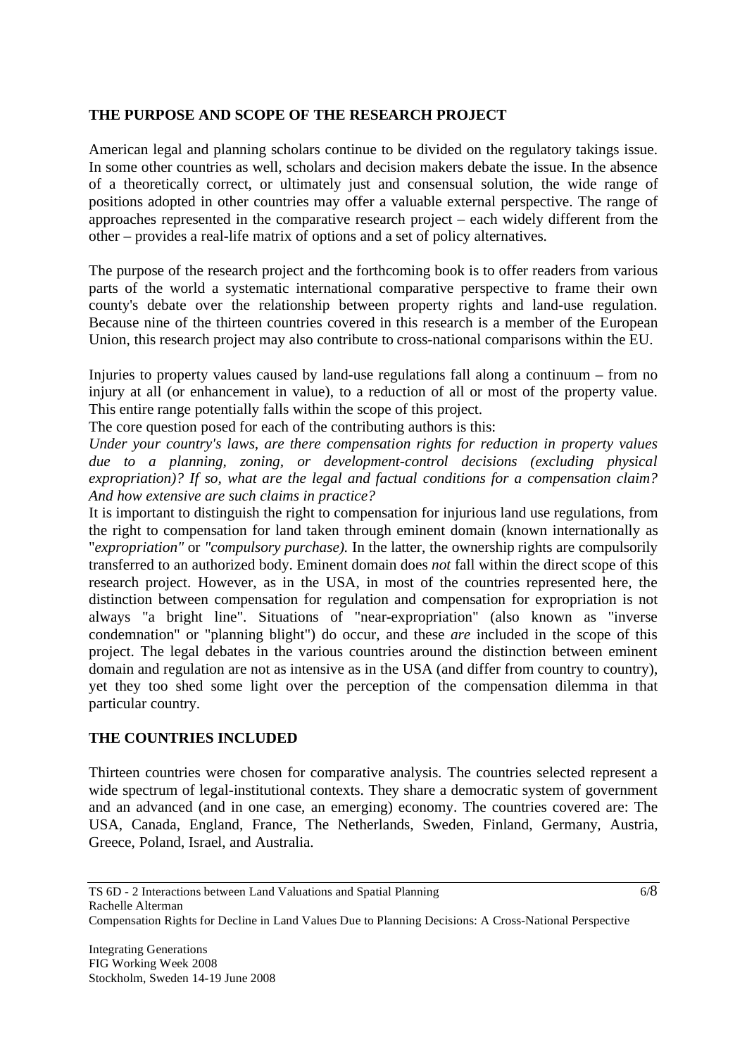## THE PURPOSE AND SCOPE OF THE RESEARCH PROJECT

American legal and planning scholars continue to be divided on the regulatory takings issue. In some other countries as well, scholars and decision makers debate the issue. In the absence of a theoretically correct, or ultimately just and consensual solution, the wide range of positions adopted in other countries may offer a valuable external perspective. The range of approaches represented in the comparative research project – each widely different from the other – provides a real-life matrix of options and a set of policy alternatives.

The purpose of the research project and the forthcoming book is to offer readers from various parts of the world a systematic international comparative perspective to frame their own county's debate over the relationship between property rights and land-use regulation. Because nine of the thirteen countries covered in this research is a member of the European Union, this research project may also contribute to cross-national comparisons within the EU.

Injuries to property values caused by land-use regulations fall along a continuum – from no injury at all (or enhancement in value), to a reduction of all or most of the property value. This entire range potentially falls within the scope of this project.

The core question posed for each of the contributing authors is this:

*Under your country's laws, are there compensation rights for reduction in property values due to a planning, zoning, or development-control decisions (excluding physical expropriation)? If so, what are the legal and factual conditions for a compensation claim? And how extensive are such claims in practice?*

It is important to distinguish the right to compensation for injurious land use regulations, from the right to compensation for land taken through eminent domain (known internationally as "*expropriation"* or *"compulsory purchase).* In the latter, the ownership rights are compulsorily transferred to an authorized body. Eminent domain does *not* fall within the direct scope of this research project. However, as in the USA, in most of the countries represented here, the distinction between compensation for regulation and compensation for expropriation is not always "a bright line". Situations of "near-expropriation" (also known as "inverse condemnation" or "planning blight") do occur, and these *are* included in the scope of this project. The legal debates in the various countries around the distinction between eminent domain and regulation are not as intensive as in the USA (and differ from country to country), yet they too shed some light over the perception of the compensation dilemma in that particular country.

## THE COUNTRIES INCLUDED

Thirteen countries were chosen for comparative analysis. The countries selected represent a wide spectrum of legal-institutional contexts. They share a democratic system of government and an advanced (and in one case, an emerging) economy. The countries covered are: The USA, Canada, England, France, The Netherlands, Sweden, Finland, Germany, Austria, Greece, Poland, Israel, and Australia.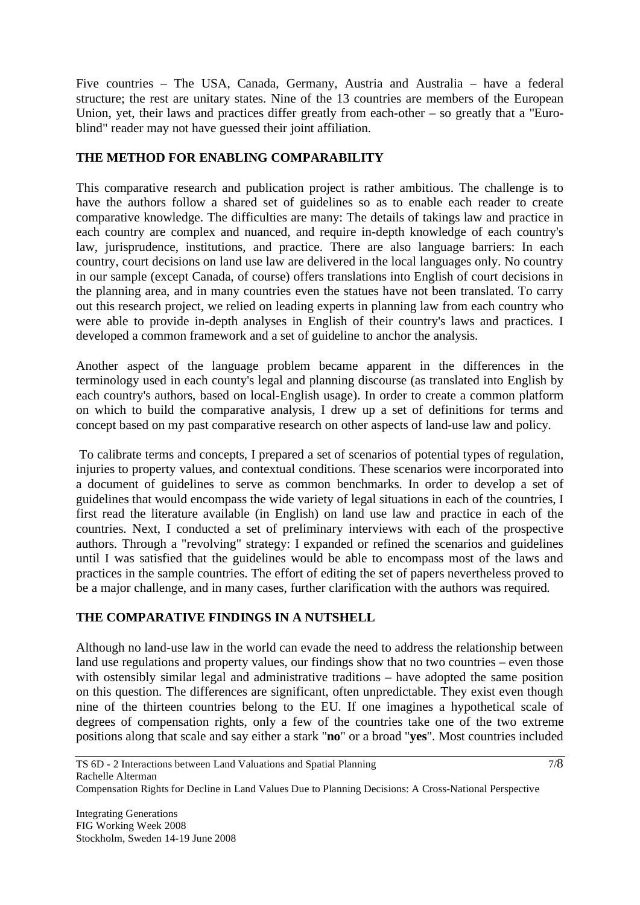Five countries – The USA, Canada, Germany, Austria and Australia – have a federal structure; the rest are unitary states. Nine of the 13 countries are members of the European Union, yet, their laws and practices differ greatly from each-other – so greatly that a "Euro-blind" reader may not have guessed their joint affiliation.

## THE METHOD FOR ENABLING COMPARABILITY

This comparative research and publication project is rather ambitious. The challenge is to have the authors follow a shared set of guidelines so as to enable each reader to create comparative knowledge. The difficulties are many: The details of takings law and practice in each country are complex and nuanced, and require in-depth knowledge of each country's law, jurisprudence, institutions, and practice. There are also language barriers: In each country, court decisions on land use law are delivered in the local languages only. No country in our sample (except Canada, of course) offers translations into English of court decisions in the planning area, and in many countries even the statues have not been translated. To carry out this research project, we relied on leading experts in planning law from each country who were able to provide in-depth analyses in English of their country's laws and practices. I developed a common framework and a set of guideline to anchor the analysis.

Another aspect of the language problem became apparent in the differences in the terminology used in each county's legal and planning discourse (as translated into English by each country's authors, based on local-English usage). In order to create a common platform on which to build the comparative analysis, I drew up a set of definitions for terms and concept based on my past comparative research on other aspects of land-use law and policy.

To calibrate terms and concepts, I prepared a set of scenarios of potential types of regulation, injuries to property values, and contextual conditions. These scenarios were incorporated into a document of guidelines to serve as common benchmarks. In order to develop a set of guidelines that would encompass the wide variety of legal situations in each of the countries, I first read the literature available (in English) on land use law and practice in each of the countries. Next, I conducted a set of preliminary interviews with each of the prospective authors. Through a "revolving" strategy: I expanded or refined the scenarios and guidelines until I was satisfied that the guidelines would be able to encompass most of the laws and practices in the sample countries. The effort of editing the set of papers nevertheless proved to be a major challenge, and in many cases, further clarification with the authors was required.

## THE COMPARATIVE FINDINGS IN A NUTSHELL

Although no land-use law in the world can evade the need to address the relationship between land use regulations and property values, our findings show that no two countries – even those with ostensibly similar legal and administrative traditions – have adopted the same position on this question. The differences are significant, often unpredictable. They exist even though nine of the thirteen countries belong to the EU. If one imagines a hypothetical scale of degrees of compensation rights, only a few of the countries take one of the two extreme positions along that scale and say either a stark "**no**" or a broad "**yes**". Most countries included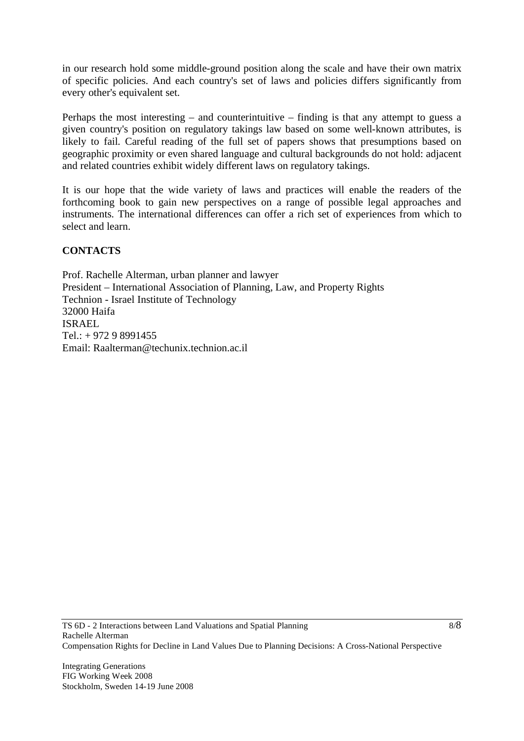in our research hold some middle-ground position along the scale and have their own matrix of specific policies. And each country's set of laws and policies differs significantly from every other's equivalent set.

Perhaps the most interesting – and counterintuitive – finding is that any attempt to guess a given country's position on regulatory takings law based on some well-known attributes, is likely to fail. Careful reading of the full set of papers shows that presumptions based on geographic proximity or even shared language and cultural backgrounds do not hold: adjacent and related countries exhibit widely different laws on regulatory takings.

It is our hope that the wide variety of laws and practices will enable the readers of the forthcoming book to gain new perspectives on a range of possible legal approaches and instruments. The international differences can offer a rich set of experiences from which to select and learn.

## CONTACTS

Prof. Rachelle Alterman, urban planner and lawyer
President – International Association of Planning, Law, and Property Rights
Technion - Israel Institute of Technology
32000 Haifa
ISRAEL
Tel.: + 972 9 8991455
Email: Raalterman@techunix.technion.ac.il